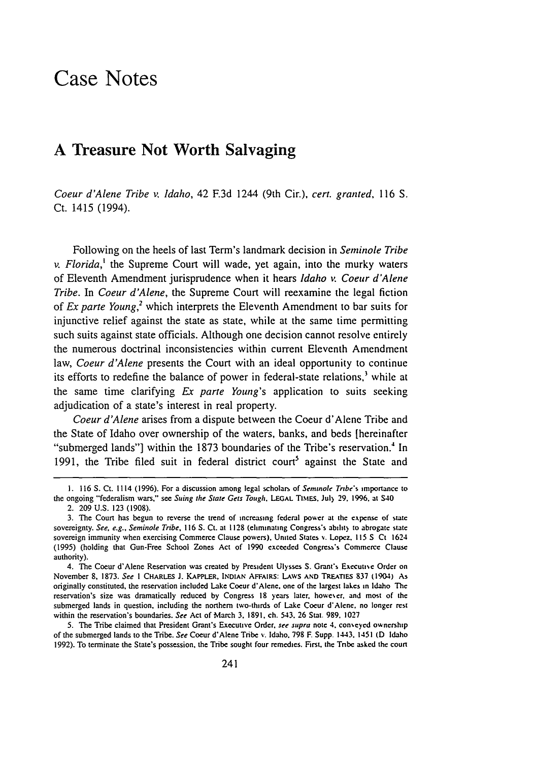# Case Notes

## A Treasure Not Worth Salvaging

*Coeur d'Alene Tribe v. Idaho*, 42 F.3d 1244 (9th Cir.), *cert. granted*, 116 S. Ct. 1415 (1994).

Following on the heels of last Term's landmark decision in *Seminole Tribe v. Florida*,[1] the Supreme Court will wade, yet again, into the murky waters of Eleventh Amendment jurisprudence when it hears *Idaho v. Coeur d'Alene Tribe*. In *Coeur d'Alene*, the Supreme Court will reexamine the legal fiction of *Ex parte Young*,[2] which interprets the Eleventh Amendment to bar suits for injunctive relief against the state as state, while at the same time permitting such suits against state officials. Although one decision cannot resolve entirely the numerous doctrinal inconsistencies within current Eleventh Amendment law, *Coeur d'Alene* presents the Court with an ideal opportunity to continue its efforts to redefine the balance of power in federal-state relations,[3] while at the same time clarifying *Ex parte Young*'s application to suits seeking adjudication of a state's interest in real property.

*Coeur d'Alene* arises from a dispute between the Coeur d'Alene Tribe and the State of Idaho over ownership of the waters, banks, and beds [hereinafter "submerged lands"] within the 1873 boundaries of the Tribe's reservation.[4] In 1991, the Tribe filed suit in federal district court[5] against the State and

---

1. 116 S. Ct. 1114 (1996). For a discussion among legal scholars of *Seminole Tribe*'s importance to the ongoing "federalism wars," see *Suing the State Gets Tough*, LEGAL TIMES, July 29, 1996, at S40.

2. 209 U.S. 123 (1908).

3. The Court has begun to reverse the trend of increasing federal power at the expense of state sovereignty. *See, e.g.*, *Seminole Tribe*, 116 S. Ct. at 1128 (eliminating Congress's ability to abrogate state sovereign immunity when exercising Commerce Clause powers), United States v. Lopez, 115 S. Ct. 1624 (1995) (holding that Gun-Free School Zones Act of 1990 exceeded Congress's Commerce Clause authority).

4. The Coeur d'Alene Reservation was created by President Ulysses S. Grant's Executive Order on November 8, 1873. *See* 1 CHARLES J. KAPPLER, INDIAN AFFAIRS: LAWS AND TREATIES 837 (1904). As originally constituted, the reservation included Lake Coeur d'Alene, one of the largest lakes in Idaho. The reservation's size was dramatically reduced by Congress 18 years later, however, and most of the submerged lands in question, including the northern two-thirds of Lake Coeur d'Alene, no longer rest within the reservation's boundaries. *See* Act of March 3, 1891, ch. 543, 26 Stat. 989, 1027.

5. The Tribe claimed that President Grant's Executive Order, *see supra* note 4, conveyed ownership of the submerged lands to the Tribe. *See* Coeur d'Alene Tribe v. Idaho, 798 F. Supp. 1443, 1451 (D. Idaho 1992). To terminate the State's possession, the Tribe sought four remedies. First, the Tribe asked the court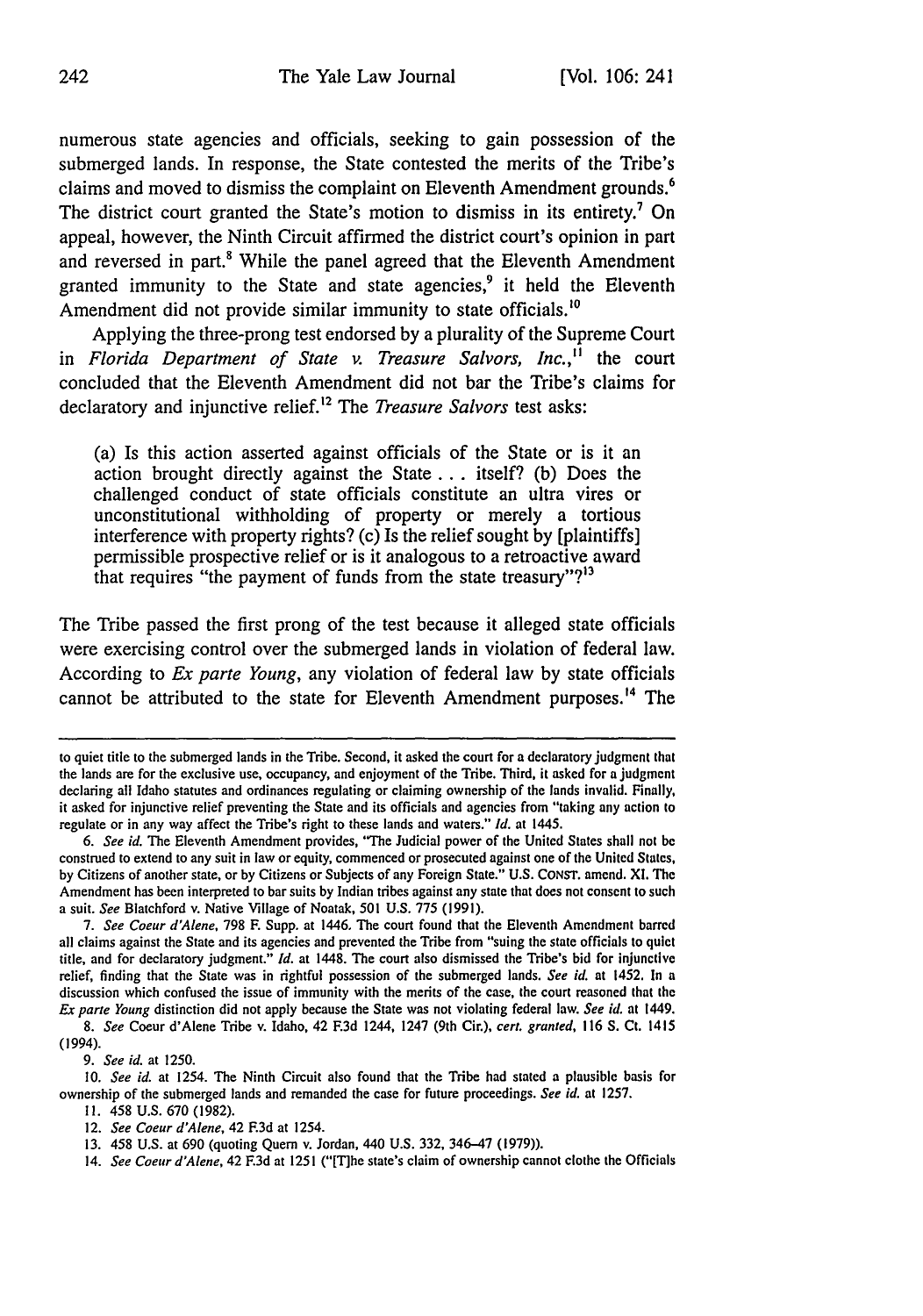numerous state agencies and officials, seeking to gain possession of the submerged lands. In response, the State contested the merits of the Tribe's claims and moved to dismiss the complaint on Eleventh Amendment grounds.[6] The district court granted the State's motion to dismiss in its entirety.[7] On appeal, however, the Ninth Circuit affirmed the district court's opinion in part and reversed in part.[8] While the panel agreed that the Eleventh Amendment granted immunity to the State and state agencies,[9] it held the Eleventh Amendment did not provide similar immunity to state officials.[10]

Applying the three-prong test endorsed by a plurality of the Supreme Court in *Florida Department of State v. Treasure Salvors, Inc.*,[11] the court concluded that the Eleventh Amendment did not bar the Tribe's claims for declaratory and injunctive relief.[12] The *Treasure Salvors* test asks:

> (a) Is this action asserted against officials of the State or is it an action brought directly against the State . . . itself? (b) Does the challenged conduct of state officials constitute an ultra vires or unconstitutional withholding of property or merely a tortious interference with property rights? (c) Is the relief sought by [plaintiffs] permissible prospective relief or is it analogous to a retroactive award that requires "the payment of funds from the state treasury"?[13]

The Tribe passed the first prong of the test because it alleged state officials were exercising control over the submerged lands in violation of federal law. According to *Ex parte Young*, any violation of federal law by state officials cannot be attributed to the state for Eleventh Amendment purposes.[14] The

---

to quiet title to the submerged lands in the Tribe. Second, it asked the court for a declaratory judgment that the lands are for the exclusive use, occupancy, and enjoyment of the Tribe. Third, it asked for a judgment declaring all Idaho statutes and ordinances regulating or claiming ownership of the lands invalid. Finally, it asked for injunctive relief preventing the State and its officials and agencies from "taking any action to regulate or in any way affect the Tribe's right to these lands and waters." *Id.* at 1445.

6. *See id.* The Eleventh Amendment provides, "The Judicial power of the United States shall not be construed to extend to any suit in law or equity, commenced or prosecuted against one of the United States, by Citizens of another state, or by Citizens or Subjects of any Foreign State." U.S. CONST. amend. XI. The Amendment has been interpreted to bar suits by Indian tribes against any state that does not consent to such a suit. *See* Blatchford v. Native Village of Noatak, 501 U.S. 775 (1991).

7. *See Coeur d'Alene*, 798 F. Supp. at 1446. The court found that the Eleventh Amendment barred all claims against the State and its agencies and prevented the Tribe from "suing the state officials to quiet title, and for declaratory judgment." *Id.* at 1448. The court also dismissed the Tribe's bid for injunctive relief, finding that the State was in rightful possession of the submerged lands. *See id.* at 1452. In a discussion which confused the issue of immunity with the merits of the case, the court reasoned that the *Ex parte Young* distinction did not apply because the State was not violating federal law. *See id.* at 1449.

8. *See* Coeur d'Alene Tribe v. Idaho, 42 F.3d 1244, 1247 (9th Cir.), *cert. granted*, 116 S. Ct. 1415 (1994).

9. *See id.* at 1250.

10. *See id.* at 1254. The Ninth Circuit also found that the Tribe had stated a plausible basis for ownership of the submerged lands and remanded the case for future proceedings. *See id.* at 1257.

11. 458 U.S. 670 (1982).

12. *See Coeur d'Alene*, 42 F.3d at 1254.

13. 458 U.S. at 690 (quoting Quern v. Jordan, 440 U.S. 332, 346–47 (1979)).

14. *See Coeur d'Alene*, 42 F.3d at 1251 ("[T]he state's claim of ownership cannot clothe the Officials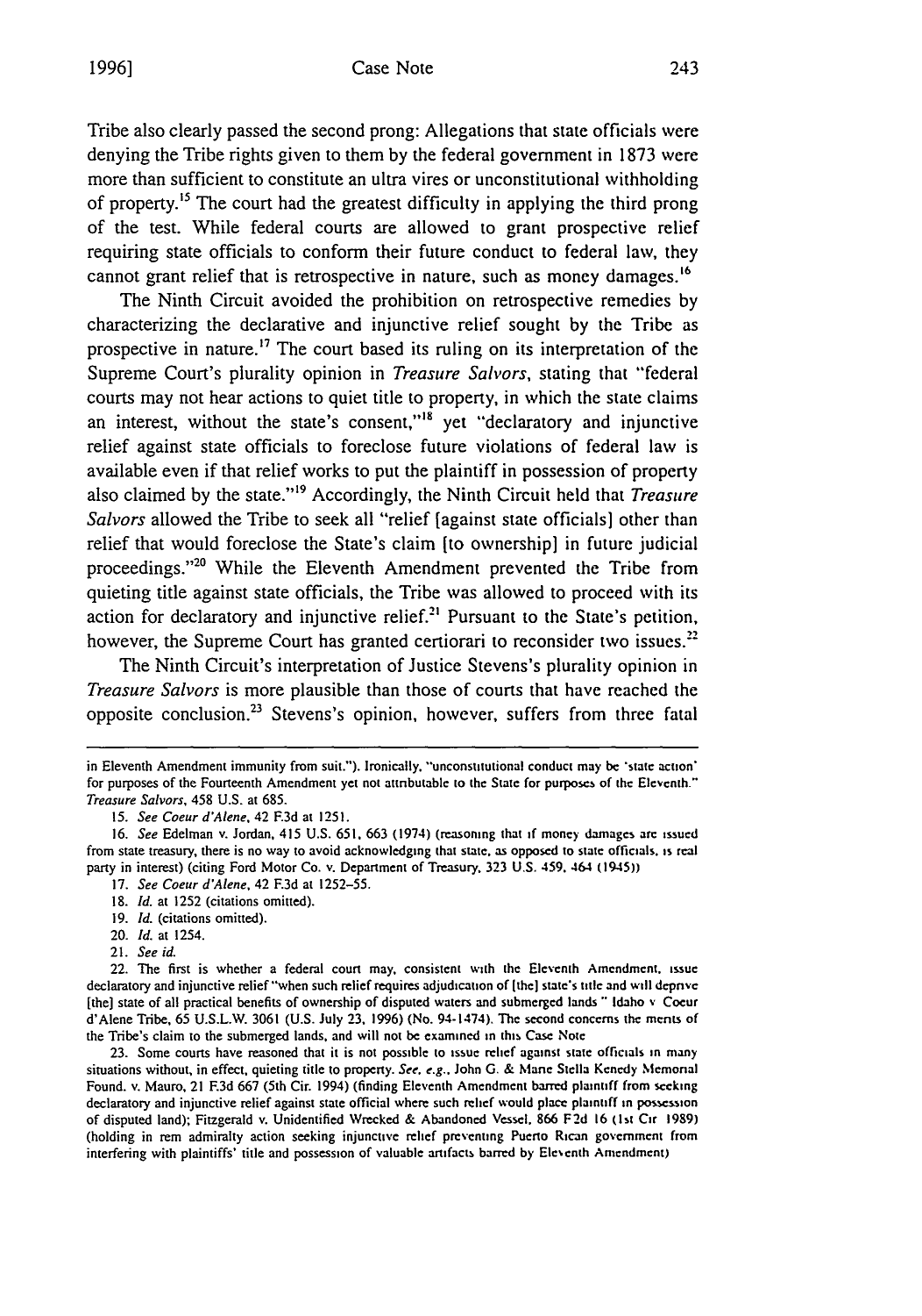Tribe also clearly passed the second prong: Allegations that state officials were denying the Tribe rights given to them by the federal government in 1873 were more than sufficient to constitute an ultra vires or unconstitutional withholding of property.[15] The court had the greatest difficulty in applying the third prong of the test. While federal courts are allowed to grant prospective relief requiring state officials to conform their future conduct to federal law, they cannot grant relief that is retrospective in nature, such as money damages.[16]

The Ninth Circuit avoided the prohibition on retrospective remedies by characterizing the declarative and injunctive relief sought by the Tribe as prospective in nature.[17] The court based its ruling on its interpretation of the Supreme Court's plurality opinion in *Treasure Salvors*, stating that "federal courts may not hear actions to quiet title to property, in which the state claims an interest, without the state's consent,"[18] yet "declaratory and injunctive relief against state officials to foreclose future violations of federal law is available even if that relief works to put the plaintiff in possession of property also claimed by the state."[19] Accordingly, the Ninth Circuit held that *Treasure Salvors* allowed the Tribe to seek all "relief [against state officials] other than relief that would foreclose the State's claim [to ownership] in future judicial proceedings."[20] While the Eleventh Amendment prevented the Tribe from quieting title against state officials, the Tribe was allowed to proceed with its action for declaratory and injunctive relief.[21] Pursuant to the State's petition, however, the Supreme Court has granted certiorari to reconsider two issues.[22]

The Ninth Circuit's interpretation of Justice Stevens's plurality opinion in *Treasure Salvors* is more plausible than those of courts that have reached the opposite conclusion.[23] Stevens's opinion, however, suffers from three fatal

---

in Eleventh Amendment immunity from suit."). Ironically, "unconstitutional conduct may be 'state action' for purposes of the Fourteenth Amendment yet not attributable to the State for purposes of the Eleventh." *Treasure Salvors*, 458 U.S. at 685.

15. *See Coeur d'Alene*, 42 F.3d at 1251.

16. *See* Edelman v. Jordan, 415 U.S. 651, 663 (1974) (reasoning that if money damages are issued from state treasury, there is no way to avoid acknowledging that state, as opposed to state officials, is real party in interest) (citing Ford Motor Co. v. Department of Treasury, 323 U.S. 459, 464 (1945))

17. *See Coeur d'Alene*, 42 F.3d at 1252–55.

18. *Id.* at 1252 (citations omitted).

19. *Id.* (citations omitted).

20. *Id.* at 1254.

21. *See id.*

22. The first is whether a federal court may, consistent with the Eleventh Amendment, issue declaratory and injunctive relief "when such relief requires adjudication of [the] state's title and will deprive [the] state of all practical benefits of ownership of disputed waters and submerged lands" Idaho v Coeur d'Alene Tribe, 65 U.S.L.W. 3061 (U.S. July 23, 1996) (No. 94-1474). The second concerns the merits of the Tribe's claim to the submerged lands, and will not be examined in this Case Note

23. Some courts have reasoned that it is not possible to issue relief against state officials in many situations without, in effect, quieting title to property. *See, e.g.*, John G. & Marie Stella Kenedy Memorial Found. v. Mauro, 21 F.3d 667 (5th Cir. 1994) (finding Eleventh Amendment barred plaintiff from seeking declaratory and injunctive relief against state official where such relief would place plaintiff in possession of disputed land); Fitzgerald v. Unidentified Wrecked & Abandoned Vessel, 866 F.2d 16 (1st Cir 1989) (holding in rem admiralty action seeking injunctive relief preventing Puerto Rican government from interfering with plaintiffs' title and possession of valuable artifacts barred by Eleventh Amendment)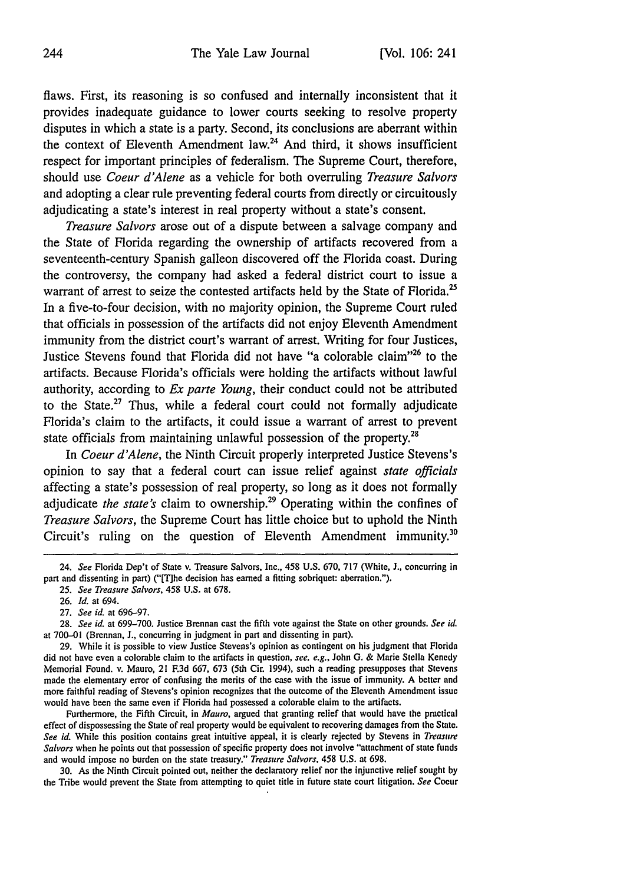flaws. First, its reasoning is so confused and internally inconsistent that it provides inadequate guidance to lower courts seeking to resolve property disputes in which a state is a party. Second, its conclusions are aberrant within the context of Eleventh Amendment law.[24] And third, it shows insufficient respect for important principles of federalism. The Supreme Court, therefore, should use *Coeur d'Alene* as a vehicle for both overruling *Treasure Salvors* and adopting a clear rule preventing federal courts from directly or circuitously adjudicating a state's interest in real property without a state's consent.

*Treasure Salvors* arose out of a dispute between a salvage company and the State of Florida regarding the ownership of artifacts recovered from a seventeenth-century Spanish galleon discovered off the Florida coast. During the controversy, the company had asked a federal district court to issue a warrant of arrest to seize the contested artifacts held by the State of Florida.[25] In a five-to-four decision, with no majority opinion, the Supreme Court ruled that officials in possession of the artifacts did not enjoy Eleventh Amendment immunity from the district court's warrant of arrest. Writing for four Justices, Justice Stevens found that Florida did not have "a colorable claim"[26] to the artifacts. Because Florida's officials were holding the artifacts without lawful authority, according to *Ex parte Young*, their conduct could not be attributed to the State.[27] Thus, while a federal court could not formally adjudicate Florida's claim to the artifacts, it could issue a warrant of arrest to prevent state officials from maintaining unlawful possession of the property.[28]

In *Coeur d'Alene*, the Ninth Circuit properly interpreted Justice Stevens's opinion to say that a federal court can issue relief against *state officials* affecting a state's possession of real property, so long as it does not formally adjudicate *the state's* claim to ownership.[29] Operating within the confines of *Treasure Salvors*, the Supreme Court has little choice but to uphold the Ninth Circuit's ruling on the question of Eleventh Amendment immunity.[30]

---

24. *See* Florida Dep't of State v. Treasure Salvors, Inc., 458 U.S. 670, 717 (White, J., concurring in part and dissenting in part) ("[T]he decision has earned a fitting sobriquet: aberration.").

25. *See Treasure Salvors*, 458 U.S. at 678.

26. *Id.* at 694.

27. *See id.* at 696–97.

28. *See id.* at 699–700. Justice Brennan cast the fifth vote against the State on other grounds. *See id.* at 700–01 (Brennan, J., concurring in judgment in part and dissenting in part).

29. While it is possible to view Justice Stevens's opinion as contingent on his judgment that Florida did not have even a colorable claim to the artifacts in question, *see, e.g.*, John G. & Marie Stella Kenedy Memorial Found. v. Mauro, 21 F.3d 667, 673 (5th Cir. 1994), such a reading presupposes that Stevens made the elementary error of confusing the merits of the case with the issue of immunity. A better and more faithful reading of Stevens's opinion recognizes that the outcome of the Eleventh Amendment issue would have been the same even if Florida had possessed a colorable claim to the artifacts.

Furthermore, the Fifth Circuit, in *Mauro*, argued that granting relief that would have the practical effect of dispossessing the State of real property would be equivalent to recovering damages from the State. *See id.* While this position contains great intuitive appeal, it is clearly rejected by Stevens in *Treasure Salvors* when he points out that possession of specific property does not involve "attachment of state funds and would impose no burden on the state treasury." *Treasure Salvors*, 458 U.S. at 698.

30. As the Ninth Circuit pointed out, neither the declaratory relief nor the injunctive relief sought by the Tribe would prevent the State from attempting to quiet title in future state court litigation. *See* Coeur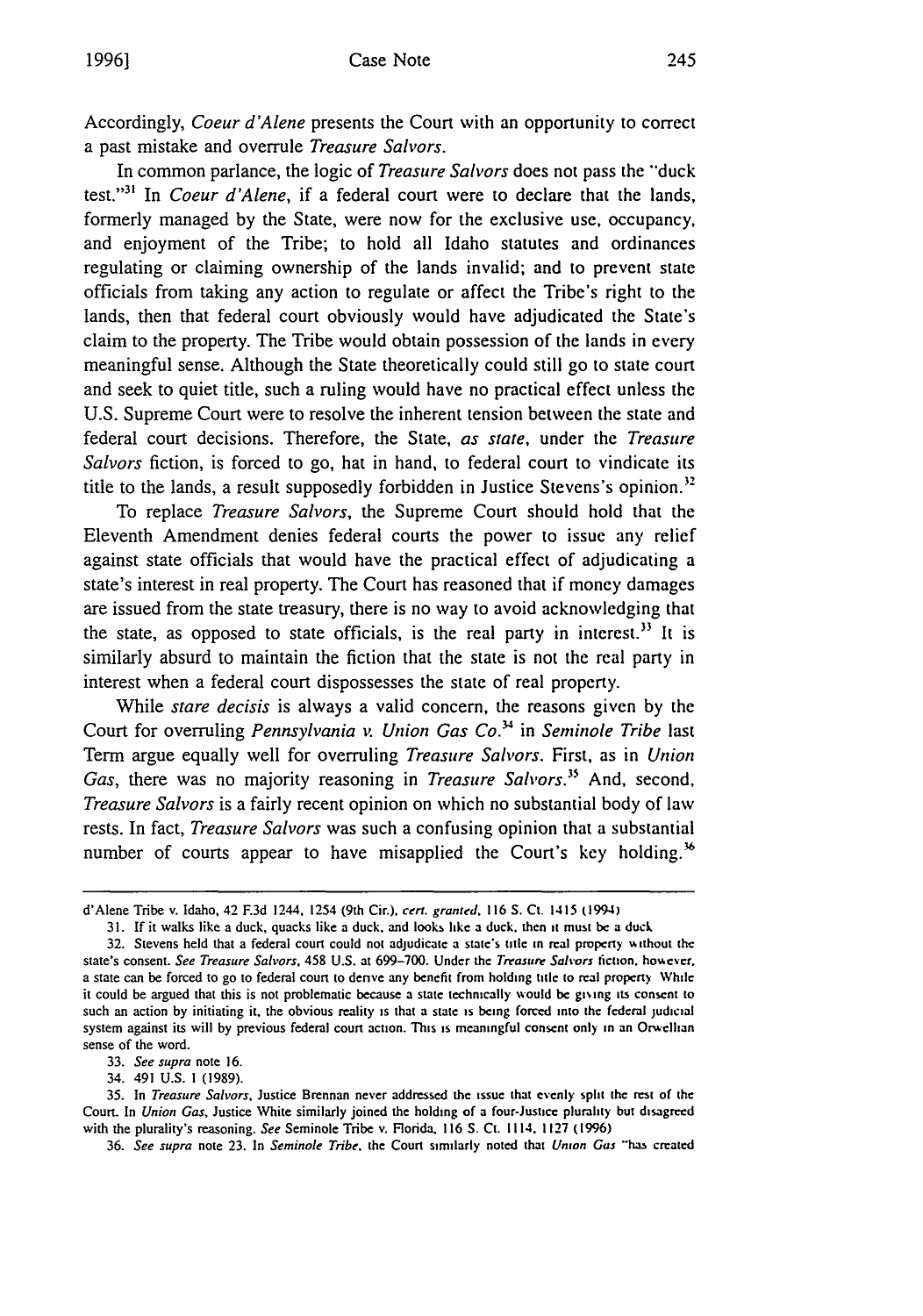Accordingly, *Coeur d'Alene* presents the Court with an opportunity to correct a past mistake and overrule *Treasure Salvors*.

In common parlance, the logic of *Treasure Salvors* does not pass the "duck test."[31] In *Coeur d'Alene*, if a federal court were to declare that the lands, formerly managed by the State, were now for the exclusive use, occupancy, and enjoyment of the Tribe; to hold all Idaho statutes and ordinances regulating or claiming ownership of the lands invalid; and to prevent state officials from taking any action to regulate or affect the Tribe's right to the lands, then that federal court obviously would have adjudicated the State's claim to the property. The Tribe would obtain possession of the lands in every meaningful sense. Although the State theoretically could still go to state court and seek to quiet title, such a ruling would have no practical effect unless the U.S. Supreme Court were to resolve the inherent tension between the state and federal court decisions. Therefore, the State, *as state*, under the *Treasure Salvors* fiction, is forced to go, hat in hand, to federal court to vindicate its title to the lands, a result supposedly forbidden in Justice Stevens's opinion.[32]

To replace *Treasure Salvors*, the Supreme Court should hold that the Eleventh Amendment denies federal courts the power to issue any relief against state officials that would have the practical effect of adjudicating a state's interest in real property. The Court has reasoned that if money damages are issued from the state treasury, there is no way to avoid acknowledging that the state, as opposed to state officials, is the real party in interest.[33] It is similarly absurd to maintain the fiction that the state is not the real party in interest when a federal court dispossesses the state of real property.

While *stare decisis* is always a valid concern, the reasons given by the Court for overruling *Pennsylvania v. Union Gas Co.*[34] in *Seminole Tribe* last Term argue equally well for overruling *Treasure Salvors*. First, as in *Union Gas*, there was no majority reasoning in *Treasure Salvors*.[35] And, second, *Treasure Salvors* is a fairly recent opinion on which no substantial body of law rests. In fact, *Treasure Salvors* was such a confusing opinion that a substantial number of courts appear to have misapplied the Court's key holding.[36]

---

d'Alene Tribe v. Idaho, 42 F.3d 1244, 1254 (9th Cir.), *cert. granted*, 116 S. Ct. 1415 (1994)

31. If it walks like a duck, quacks like a duck, and looks like a duck, then it must be a duck.

32. Stevens held that a federal court could not adjudicate a state's title in real property without the state's consent. *See Treasure Salvors*, 458 U.S. at 699–700. Under the *Treasure Salvors* fiction, however, a state can be forced to go to federal court to derive any benefit from holding title to real property. While it could be argued that this is not problematic because a state technically would be giving its consent to such an action by initiating it, the obvious reality is that a state is being forced into the federal judicial system against its will by previous federal court action. This is meaningful consent only in an Orwellian sense of the word.

33. *See supra* note 16.

34. 491 U.S. 1 (1989).

35. In *Treasure Salvors*, Justice Brennan never addressed the issue that evenly split the rest of the Court. In *Union Gas*, Justice White similarly joined the holding of a four-Justice plurality but disagreed with the plurality's reasoning. *See* Seminole Tribe v. Florida, 116 S. Ct. 1114, 1127 (1996)

36. *See supra* note 23. In *Seminole Tribe*, the Court similarly noted that *Union Gas* "has created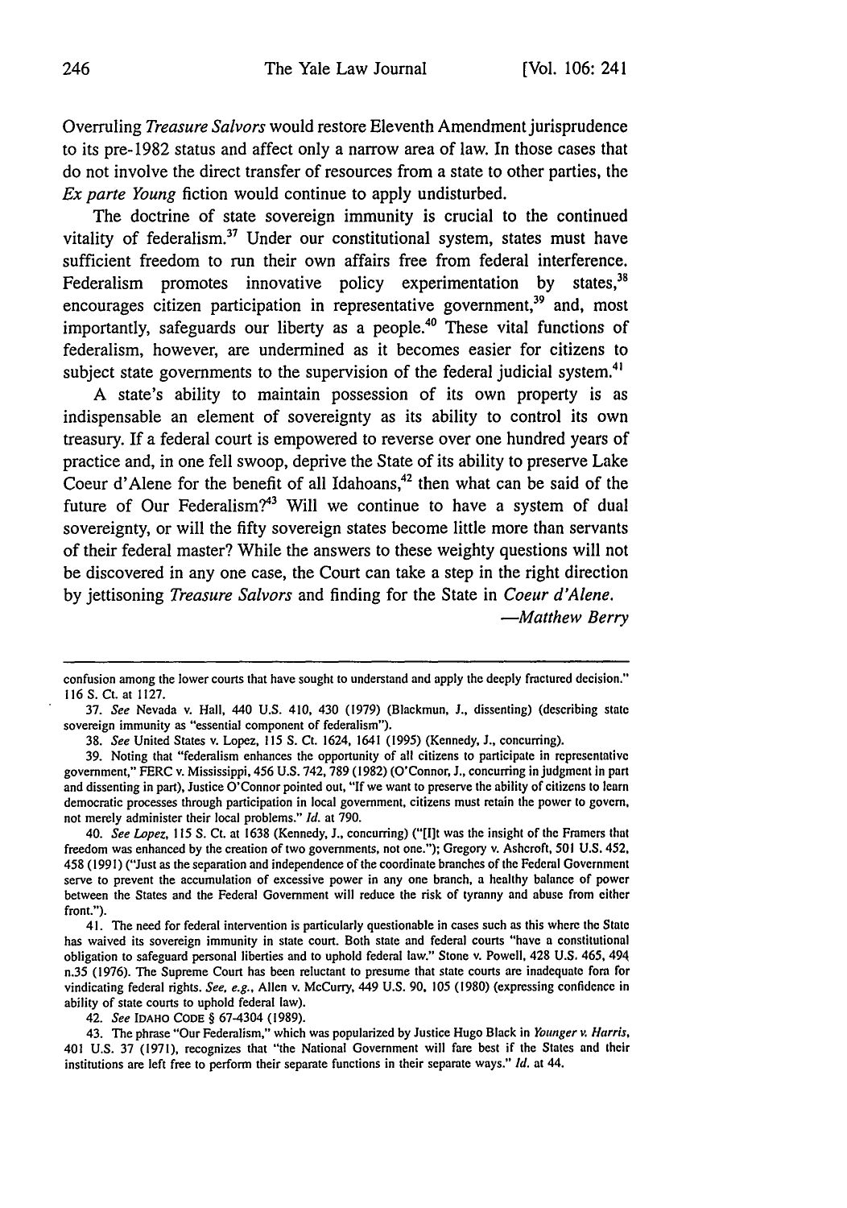Overruling *Treasure Salvors* would restore Eleventh Amendment jurisprudence to its pre-1982 status and affect only a narrow area of law. In those cases that do not involve the direct transfer of resources from a state to other parties, the *Ex parte Young* fiction would continue to apply undisturbed.

The doctrine of state sovereign immunity is crucial to the continued vitality of federalism.[37] Under our constitutional system, states must have sufficient freedom to run their own affairs free from federal interference. Federalism promotes innovative policy experimentation by states,[38] encourages citizen participation in representative government,[39] and, most importantly, safeguards our liberty as a people.[40] These vital functions of federalism, however, are undermined as it becomes easier for citizens to subject state governments to the supervision of the federal judicial system.[41]

A state's ability to maintain possession of its own property is as indispensable an element of sovereignty as its ability to control its own treasury. If a federal court is empowered to reverse over one hundred years of practice and, in one fell swoop, deprive the State of its ability to preserve Lake Coeur d'Alene for the benefit of all Idahoans,[42] then what can be said of the future of Our Federalism?[43] Will we continue to have a system of dual sovereignty, or will the fifty sovereign states become little more than servants of their federal master? While the answers to these weighty questions will not be discovered in any one case, the Court can take a step in the right direction by jettisoning *Treasure Salvors* and finding for the State in *Coeur d'Alene.*

—*Matthew Berry*

---

confusion among the lower courts that have sought to understand and apply the deeply fractured decision." 116 S. Ct. at 1127.

37. *See* Nevada v. Hall, 440 U.S. 410, 430 (1979) (Blackmun, J., dissenting) (describing state sovereign immunity as "essential component of federalism").

38. *See* United States v. Lopez, 115 S. Ct. 1624, 1641 (1995) (Kennedy, J., concurring).

39. Noting that "federalism enhances the opportunity of all citizens to participate in representative government," FERC v. Mississippi, 456 U.S. 742, 789 (1982) (O'Connor, J., concurring in judgment in part and dissenting in part), Justice O'Connor pointed out, "If we want to preserve the ability of citizens to learn democratic processes through participation in local government, citizens must retain the power to govern, not merely administer their local problems." *Id.* at 790.

40. *See Lopez*, 115 S. Ct. at 1638 (Kennedy, J., concurring) ("[I]t was the insight of the Framers that freedom was enhanced by the creation of two governments, not one."); Gregory v. Ashcroft, 501 U.S. 452, 458 (1991) ("Just as the separation and independence of the coordinate branches of the Federal Government serve to prevent the accumulation of excessive power in any one branch, a healthy balance of power between the States and the Federal Government will reduce the risk of tyranny and abuse from either front.").

41. The need for federal intervention is particularly questionable in cases such as this where the State has waived its sovereign immunity in state court. Both state and federal courts "have a constitutional obligation to safeguard personal liberties and to uphold federal law." Stone v. Powell, 428 U.S. 465, 494 n.35 (1976). The Supreme Court has been reluctant to presume that state courts are inadequate fora for vindicating federal rights. *See, e.g.*, Allen v. McCurry, 449 U.S. 90, 105 (1980) (expressing confidence in ability of state courts to uphold federal law).

42. *See* IDAHO CODE § 67-4304 (1989).

43. The phrase "Our Federalism," which was popularized by Justice Hugo Black in *Younger v. Harris*, 401 U.S. 37 (1971), recognizes that "the National Government will fare best if the States and their institutions are left free to perform their separate functions in their separate ways." *Id.* at 44.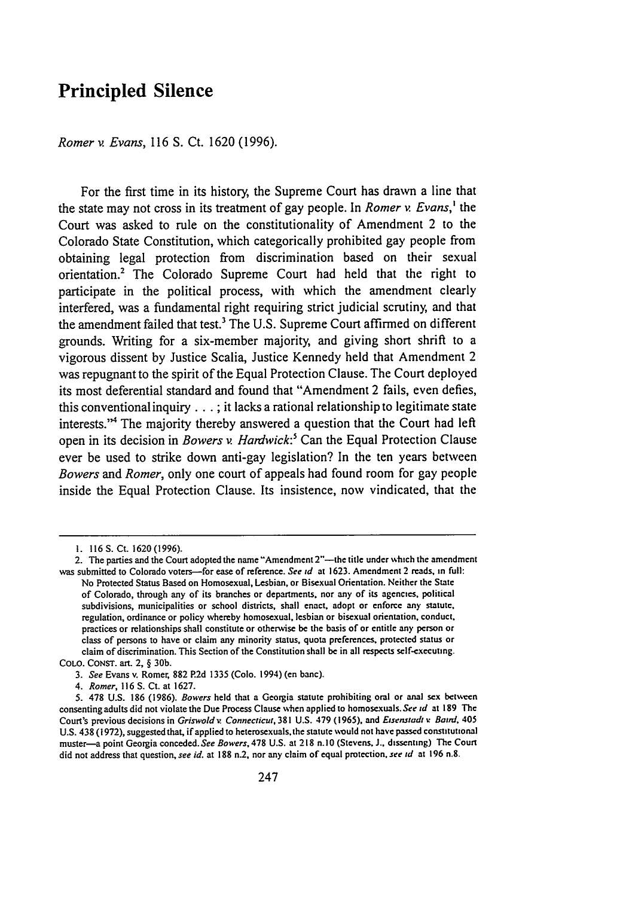# Principled Silence

*Romer v. Evans*, 116 S. Ct. 1620 (1996).

For the first time in its history, the Supreme Court has drawn a line that the state may not cross in its treatment of gay people. In *Romer v. Evans*,[1] the Court was asked to rule on the constitutionality of Amendment 2 to the Colorado State Constitution, which categorically prohibited gay people from obtaining legal protection from discrimination based on their sexual orientation.[2] The Colorado Supreme Court had held that the right to participate in the political process, with which the amendment clearly interfered, was a fundamental right requiring strict judicial scrutiny, and that the amendment failed that test.[3] The U.S. Supreme Court affirmed on different grounds. Writing for a six-member majority, and giving short shrift to a vigorous dissent by Justice Scalia, Justice Kennedy held that Amendment 2 was repugnant to the spirit of the Equal Protection Clause. The Court deployed its most deferential standard and found that "Amendment 2 fails, even defies, this conventional inquiry . . . ; it lacks a rational relationship to legitimate state interests."[4] The majority thereby answered a question that the Court had left open in its decision in *Bowers v. Hardwick*:[5] Can the Equal Protection Clause ever be used to strike down anti-gay legislation? In the ten years between *Bowers* and *Romer*, only one court of appeals had found room for gay people inside the Equal Protection Clause. Its insistence, now vindicated, that the

---

1. 116 S. Ct. 1620 (1996).

2. The parties and the Court adopted the name "Amendment 2"—the title under which the amendment was submitted to Colorado voters—for ease of reference. *See id* at 1623. Amendment 2 reads, in full:

   No Protected Status Based on Homosexual, Lesbian, or Bisexual Orientation. Neither the State of Colorado, through any of its branches or departments, nor any of its agencies, political subdivisions, municipalities or school districts, shall enact, adopt or enforce any statute, regulation, ordinance or policy whereby homosexual, lesbian or bisexual orientation, conduct, practices or relationships shall constitute or otherwise be the basis of or entitle any person or class of persons to have or claim any minority status, quota preferences, protected status or claim of discrimination. This Section of the Constitution shall be in all respects self-executing.

   COLO. CONST. art. 2, § 30b.

3. *See* Evans v. Romer, 882 P.2d 1335 (Colo. 1994) (en banc).

4. *Romer*, 116 S. Ct. at 1627.

5. 478 U.S. 186 (1986). *Bowers* held that a Georgia statute prohibiting oral or anal sex between consenting adults did not violate the Due Process Clause when applied to homosexuals. *See id* at 189. The Court's previous decisions in *Griswold v. Connecticut*, 381 U.S. 479 (1965), and *Eisenstadt v. Baird*, 405 U.S. 438 (1972), suggested that, if applied to heterosexuals, the statute would not have passed constitutional muster—a point Georgia conceded. *See Bowers*, 478 U.S. at 218 n.10 (Stevens, J., dissenting). The Court did not address that question, *see id.* at 188 n.2, nor any claim of equal protection, *see id* at 196 n.8.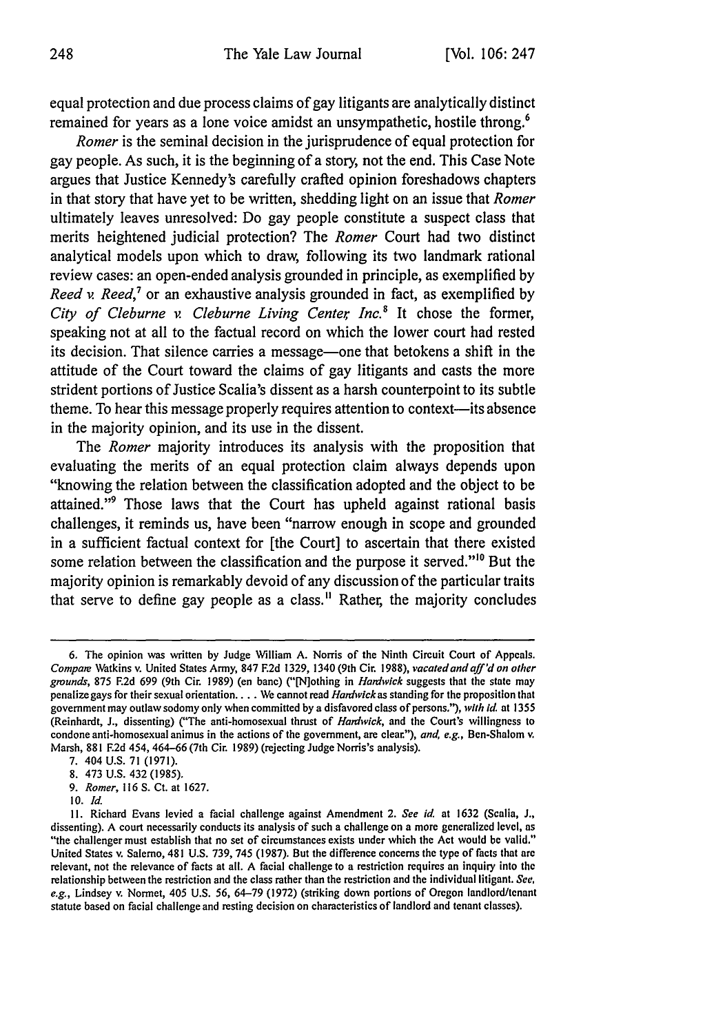equal protection and due process claims of gay litigants are analytically distinct remained for years as a lone voice amidst an unsympathetic, hostile throng.[6]

*Romer* is the seminal decision in the jurisprudence of equal protection for gay people. As such, it is the beginning of a story, not the end. This Case Note argues that Justice Kennedy's carefully crafted opinion foreshadows chapters in that story that have yet to be written, shedding light on an issue that *Romer* ultimately leaves unresolved: Do gay people constitute a suspect class that merits heightened judicial protection? The *Romer* Court had two distinct analytical models upon which to draw, following its two landmark rational review cases: an open-ended analysis grounded in principle, as exemplified by *Reed v. Reed*,[7] or an exhaustive analysis grounded in fact, as exemplified by *City of Cleburne v. Cleburne Living Center, Inc.*[8] It chose the former, speaking not at all to the factual record on which the lower court had rested its decision. That silence carries a message—one that betokens a shift in the attitude of the Court toward the claims of gay litigants and casts the more strident portions of Justice Scalia's dissent as a harsh counterpoint to its subtle theme. To hear this message properly requires attention to context—its absence in the majority opinion, and its use in the dissent.

The *Romer* majority introduces its analysis with the proposition that evaluating the merits of an equal protection claim always depends upon "knowing the relation between the classification adopted and the object to be attained."[9] Those laws that the Court has upheld against rational basis challenges, it reminds us, have been "narrow enough in scope and grounded in a sufficient factual context for [the Court] to ascertain that there existed some relation between the classification and the purpose it served."[10] But the majority opinion is remarkably devoid of any discussion of the particular traits that serve to define gay people as a class.[11] Rather, the majority concludes

---

6. The opinion was written by Judge William A. Norris of the Ninth Circuit Court of Appeals. *Compare* Watkins v. United States Army, 847 F.2d 1329, 1340 (9th Cir. 1988), *vacated and aff'd on other grounds*, 875 F.2d 699 (9th Cir. 1989) (en banc) ("[N]othing in *Hardwick* suggests that the state may penalize gays for their sexual orientation. . . . We cannot read *Hardwick* as standing for the proposition that government may outlaw sodomy only when committed by a disfavored class of persons."), *with id.* at 1355 (Reinhardt, J., dissenting) ("The anti-homosexual thrust of *Hardwick*, and the Court's willingness to condone anti-homosexual animus in the actions of the government, are clear."), *and, e.g.*, Ben-Shalom v. Marsh, 881 F.2d 454, 464–66 (7th Cir. 1989) (rejecting Judge Norris's analysis).

7. 404 U.S. 71 (1971).

8. 473 U.S. 432 (1985).

9. *Romer*, 116 S. Ct. at 1627.

10. *Id.*

11. Richard Evans levied a facial challenge against Amendment 2. *See id.* at 1632 (Scalia, J., dissenting). A court necessarily conducts its analysis of such a challenge on a more generalized level, as "the challenger must establish that no set of circumstances exists under which the Act would be valid." United States v. Salerno, 481 U.S. 739, 745 (1987). But the difference concerns the type of facts that are relevant, not the relevance of facts at all. A facial challenge to a restriction requires an inquiry into the relationship between the restriction and the class rather than the restriction and the individual litigant. *See, e.g.*, Lindsey v. Normet, 405 U.S. 56, 64–79 (1972) (striking down portions of Oregon landlord/tenant statute based on facial challenge and resting decision on characteristics of landlord and tenant classes).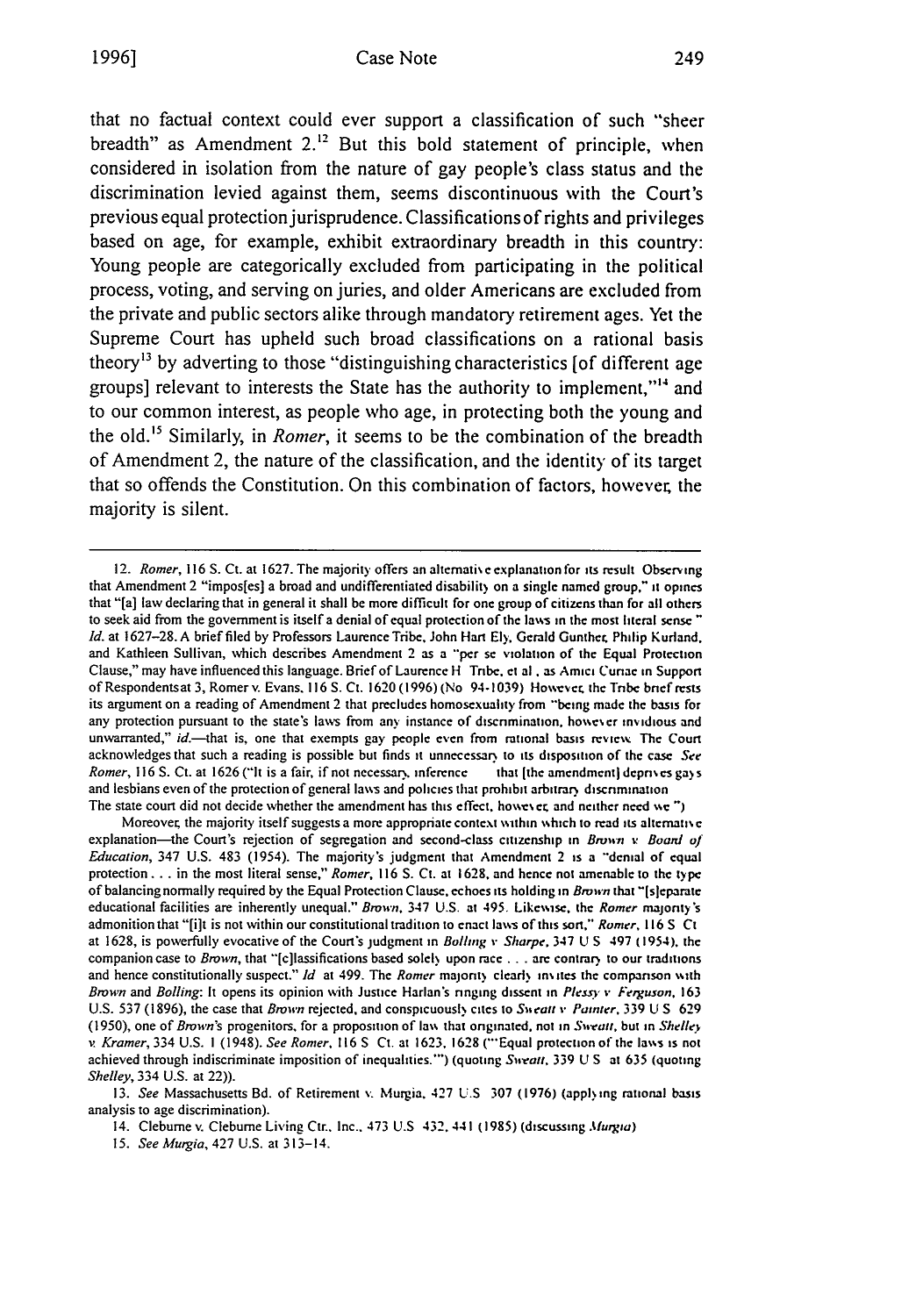that no factual context could ever support a classification of such "sheer breadth" as Amendment 2.[12] But this bold statement of principle, when considered in isolation from the nature of gay people's class status and the discrimination levied against them, seems discontinuous with the Court's previous equal protection jurisprudence. Classifications of rights and privileges based on age, for example, exhibit extraordinary breadth in this country: Young people are categorically excluded from participating in the political process, voting, and serving on juries, and older Americans are excluded from the private and public sectors alike through mandatory retirement ages. Yet the Supreme Court has upheld such broad classifications on a rational basis theory[13] by adverting to those "distinguishing characteristics [of different age groups] relevant to interests the State has the authority to implement,"[14] and to our common interest, as people who age, in protecting both the young and the old.[15] Similarly, in *Romer*, it seems to be the combination of the breadth of Amendment 2, the nature of the classification, and the identity of its target that so offends the Constitution. On this combination of factors, however, the majority is silent.

---

12. *Romer*, 116 S. Ct. at 1627. The majority offers an alternative explanation for its result. Observing that Amendment 2 "impos[es] a broad and undifferentiated disability on a single named group," it opines that "[a] law declaring that in general it shall be more difficult for one group of citizens than for all others to seek aid from the government is itself a denial of equal protection of the laws in the most literal sense." *Id.* at 1627–28. A brief filed by Professors Laurence Tribe, John Hart Ely, Gerald Gunther, Philip Kurland, and Kathleen Sullivan, which describes Amendment 2 as a "per se violation of the Equal Protection Clause," may have influenced this language. Brief of Laurence H. Tribe, et al., as Amici Curiae in Support of Respondents at 3, Romer v. Evans, 116 S. Ct. 1620 (1996) (No. 94-1039). However, the Tribe brief rests its argument on a reading of Amendment 2 that precludes homosexuality from "being made the basis for any protection pursuant to the state's laws from any instance of discrimination, however invidious and unwarranted," *id.*—that is, one that exempts gay people even from rational basis review. The Court acknowledges that such a reading is possible but finds it unnecessary to its disposition of the case. *See Romer*, 116 S. Ct. at 1626 ("It is a fair, if not necessary, inference . . . that [the amendment] deprives gays and lesbians even of the protection of general laws and policies that prohibit arbitrary discrimination . . . . The state court did not decide whether the amendment has this effect, however, and neither need we.")

Moreover, the majority itself suggests a more appropriate context within which to read its alternative explanation—the Court's rejection of segregation and second-class citizenship in *Brown v. Board of Education*, 347 U.S. 483 (1954). The majority's judgment that Amendment 2 is a "denial of equal protection . . . in the most literal sense," *Romer*, 116 S. Ct. at 1628, and hence not amenable to the type of balancing normally required by the Equal Protection Clause, echoes its holding in *Brown* that "[s]eparate educational facilities are inherently unequal." *Brown*, 347 U.S. at 495. Likewise, the *Romer* majority's admonition that "[i]t is not within our constitutional tradition to enact laws of this sort," *Romer*, 116 S. Ct. at 1628, is powerfully evocative of the Court's judgment in *Bolling v. Sharpe*, 347 U.S. 497 (1954), the companion case to *Brown*, that "[c]lassifications based solely upon race . . . are contrary to our traditions and hence constitutionally suspect." *Id.* at 499. The *Romer* majority clearly invites the comparison with *Brown* and *Bolling*: It opens its opinion with Justice Harlan's ringing dissent in *Plessy v. Ferguson*, 163 U.S. 537 (1896), the case that *Brown* rejected, and conspicuously cites to *Sweatt v. Painter*, 339 U.S. 629 (1950), one of *Brown*'s progenitors, for a proposition of law that originated, not in *Sweatt*, but in *Shelley v. Kramer*, 334 U.S. 1 (1948). *See Romer*, 116 S. Ct. at 1623, 1628 ("'Equal protection of the laws is not achieved through indiscriminate imposition of inequalities.'") (quoting *Sweatt*, 339 U.S. at 635 (quoting *Shelley*, 334 U.S. at 22)).

13. *See* Massachusetts Bd. of Retirement v. Murgia, 427 U.S. 307 (1976) (applying rational basis analysis to age discrimination).

14. Cleburne v. Cleburne Living Ctr., Inc., 473 U.S. 432, 441 (1985) (discussing *Murgia*).

15. *See Murgia*, 427 U.S. at 313–14.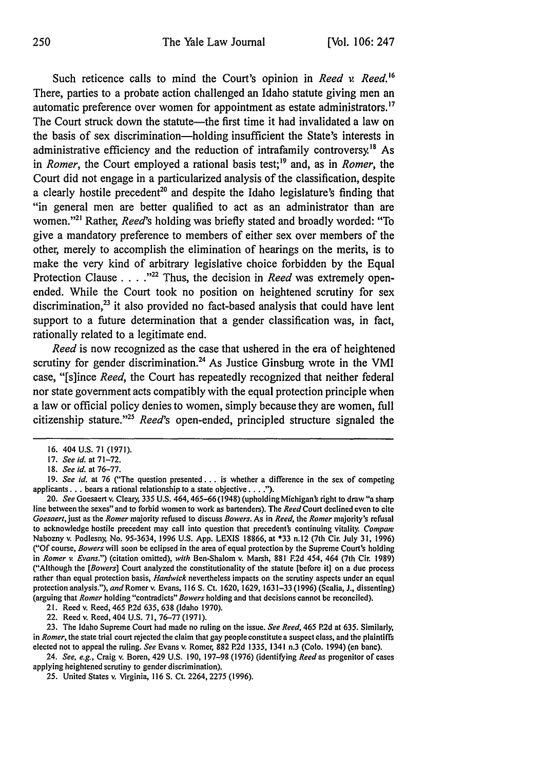Such reticence calls to mind the Court's opinion in *Reed v. Reed.*[16] There, parties to a probate action challenged an Idaho statute giving men an automatic preference over women for appointment as estate administrators.[17] The Court struck down the statute—the first time it had invalidated a law on the basis of sex discrimination—holding insufficient the State's interests in administrative efficiency and the reduction of intrafamily controversy.[18] As in *Romer*, the Court employed a rational basis test;[19] and, as in *Romer*, the Court did not engage in a particularized analysis of the classification, despite a clearly hostile precedent[20] and despite the Idaho legislature's finding that "in general men are better qualified to act as an administrator than are women."[21] Rather, *Reed*'s holding was briefly stated and broadly worded: "To give a mandatory preference to members of either sex over members of the other, merely to accomplish the elimination of hearings on the merits, is to make the very kind of arbitrary legislative choice forbidden by the Equal Protection Clause . . . ."[22] Thus, the decision in *Reed* was extremely open-ended. While the Court took no position on heightened scrutiny for sex discrimination,[23] it also provided no fact-based analysis that could have lent support to a future determination that a gender classification was, in fact, rationally related to a legitimate end.

*Reed* is now recognized as the case that ushered in the era of heightened scrutiny for gender discrimination.[24] As Justice Ginsburg wrote in the VMI case, "[s]ince *Reed*, the Court has repeatedly recognized that neither federal nor state government acts compatibly with the equal protection principle when a law or official policy denies to women, simply because they are women, full citizenship stature."[25] *Reed*'s open-ended, principled structure signaled the

---

16. 404 U.S. 71 (1971).

17. *See id.* at 71–72.

18. *See id.* at 76–77.

19. *See id.* at 76 ("The question presented . . . is whether a difference in the sex of competing applicants . . . bears a rational relationship to a state objective . . . .").

20. *See* Goesaert v. Cleary, 335 U.S. 464, 465–66 (1948) (upholding Michigan's right to draw "a sharp line between the sexes" and to forbid women to work as bartenders). The *Reed* Court declined even to cite *Goesaert*, just as the *Romer* majority refused to discuss *Bowers*. As in *Reed*, the *Romer* majority's refusal to acknowledge hostile precedent may call into question that precedent's continuing vitality. *Compare* Nabozny v. Podlesny, No. 95-3634, 1996 U.S. App. LEXIS 18866, at *33 n.12 (7th Cir. July 31, 1996) ("Of course, *Bowers* will soon be eclipsed in the area of equal protection by the Supreme Court's holding in *Romer v. Evans*.") (citation omitted), *with* Ben-Shalom v. Marsh, 881 F.2d 454, 464 (7th Cir. 1989) ("Although the [*Bowers*] Court analyzed the constitutionality of the statute [before it] on a due process rather than equal protection basis, *Hardwick* nevertheless impacts on the scrutiny aspects under an equal protection analysis."), *and* Romer v. Evans, 116 S. Ct. 1620, 1629, 1631–33 (1996) (Scalia, J., dissenting) (arguing that *Romer* holding "contradicts" *Bowers* holding and that decisions cannot be reconciled).

21. Reed v. Reed, 465 P.2d 635, 638 (Idaho 1970).

22. Reed v. Reed, 404 U.S. 71, 76–77 (1971).

23. The Idaho Supreme Court had made no ruling on the issue. *See Reed*, 465 P.2d at 635. Similarly, in *Romer*, the state trial court rejected the claim that gay people constitute a suspect class, and the plaintiffs elected not to appeal the ruling. *See* Evans v. Romer, 882 P.2d 1335, 1341 n.3 (Colo. 1994) (en banc).

24. *See, e.g.*, Craig v. Boren, 429 U.S. 190, 197–98 (1976) (identifying *Reed* as progenitor of cases applying heightened scrutiny to gender discrimination).

25. United States v. Virginia, 116 S. Ct. 2264, 2275 (1996).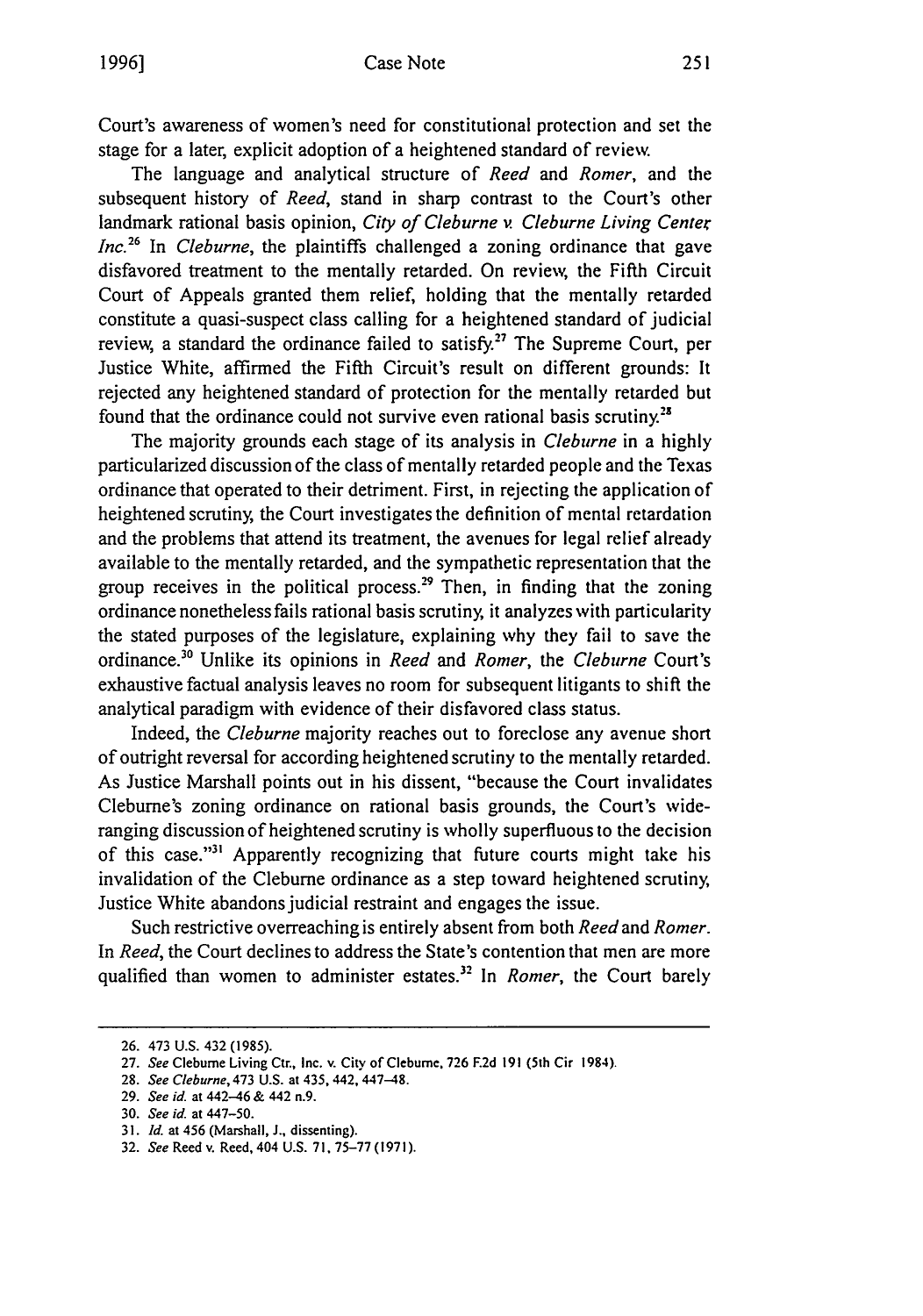Court's awareness of women's need for constitutional protection and set the stage for a later, explicit adoption of a heightened standard of review.

The language and analytical structure of *Reed* and *Romer*, and the subsequent history of *Reed*, stand in sharp contrast to the Court's other landmark rational basis opinion, *City of Cleburne v. Cleburne Living Center, Inc.*[26] In *Cleburne*, the plaintiffs challenged a zoning ordinance that gave disfavored treatment to the mentally retarded. On review, the Fifth Circuit Court of Appeals granted them relief, holding that the mentally retarded constitute a quasi-suspect class calling for a heightened standard of judicial review, a standard the ordinance failed to satisfy.[27] The Supreme Court, per Justice White, affirmed the Fifth Circuit's result on different grounds: It rejected any heightened standard of protection for the mentally retarded but found that the ordinance could not survive even rational basis scrutiny.[28]

The majority grounds each stage of its analysis in *Cleburne* in a highly particularized discussion of the class of mentally retarded people and the Texas ordinance that operated to their detriment. First, in rejecting the application of heightened scrutiny, the Court investigates the definition of mental retardation and the problems that attend its treatment, the avenues for legal relief already available to the mentally retarded, and the sympathetic representation that the group receives in the political process.[29] Then, in finding that the zoning ordinance nonetheless fails rational basis scrutiny, it analyzes with particularity the stated purposes of the legislature, explaining why they fail to save the ordinance.[30] Unlike its opinions in *Reed* and *Romer*, the *Cleburne* Court's exhaustive factual analysis leaves no room for subsequent litigants to shift the analytical paradigm with evidence of their disfavored class status.

Indeed, the *Cleburne* majority reaches out to foreclose any avenue short of outright reversal for according heightened scrutiny to the mentally retarded. As Justice Marshall points out in his dissent, "because the Court invalidates Cleburne's zoning ordinance on rational basis grounds, the Court's wide-ranging discussion of heightened scrutiny is wholly superfluous to the decision of this case."[31] Apparently recognizing that future courts might take his invalidation of the Cleburne ordinance as a step toward heightened scrutiny, Justice White abandons judicial restraint and engages the issue.

Such restrictive overreaching is entirely absent from both *Reed* and *Romer*. In *Reed*, the Court declines to address the State's contention that men are more qualified than women to administer estates.[32] In *Romer*, the Court barely

---

26. 473 U.S. 432 (1985).
27. *See* Cleburne Living Ctr., Inc. v. City of Cleburne, 726 F.2d 191 (5th Cir 1984).
28. *See Cleburne*, 473 U.S. at 435, 442, 447–48.
29. *See id.* at 442–46 & 442 n.9.
30. *See id.* at 447–50.
31. *Id.* at 456 (Marshall, J., dissenting).
32. *See* Reed v. Reed, 404 U.S. 71, 75–77 (1971).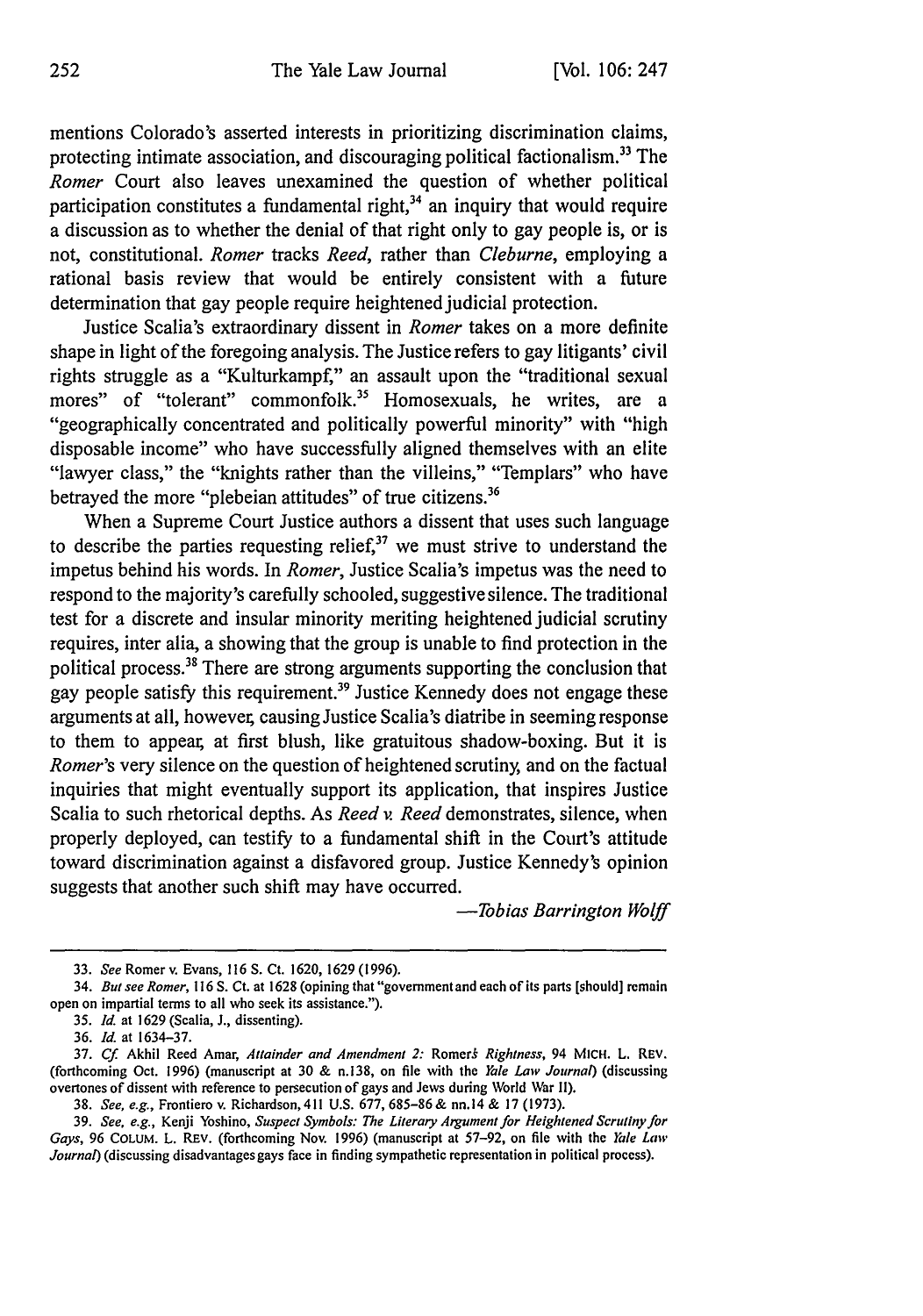mentions Colorado's asserted interests in prioritizing discrimination claims, protecting intimate association, and discouraging political factionalism.[33] The *Romer* Court also leaves unexamined the question of whether political participation constitutes a fundamental right,[34] an inquiry that would require a discussion as to whether the denial of that right only to gay people is, or is not, constitutional. *Romer* tracks *Reed*, rather than *Cleburne*, employing a rational basis review that would be entirely consistent with a future determination that gay people require heightened judicial protection.

Justice Scalia's extraordinary dissent in *Romer* takes on a more definite shape in light of the foregoing analysis. The Justice refers to gay litigants' civil rights struggle as a "Kulturkampf," an assault upon the "traditional sexual mores" of "tolerant" commonfolk.[35] Homosexuals, he writes, are a "geographically concentrated and politically powerful minority" with "high disposable income" who have successfully aligned themselves with an elite "lawyer class," the "knights rather than the villeins," "Templars" who have betrayed the more "plebeian attitudes" of true citizens.[36]

When a Supreme Court Justice authors a dissent that uses such language to describe the parties requesting relief,[37] we must strive to understand the impetus behind his words. In *Romer*, Justice Scalia's impetus was the need to respond to the majority's carefully schooled, suggestive silence. The traditional test for a discrete and insular minority meriting heightened judicial scrutiny requires, inter alia, a showing that the group is unable to find protection in the political process.[38] There are strong arguments supporting the conclusion that gay people satisfy this requirement.[39] Justice Kennedy does not engage these arguments at all, however, causing Justice Scalia's diatribe in seeming response to them to appear, at first blush, like gratuitous shadow-boxing. But it is *Romer*'s very silence on the question of heightened scrutiny, and on the factual inquiries that might eventually support its application, that inspires Justice Scalia to such rhetorical depths. As *Reed v. Reed* demonstrates, silence, when properly deployed, can testify to a fundamental shift in the Court's attitude toward discrimination against a disfavored group. Justice Kennedy's opinion suggests that another such shift may have occurred.

*—Tobias Barrington Wolff*

---

33. *See* Romer v. Evans, 116 S. Ct. 1620, 1629 (1996).

34. *But see Romer*, 116 S. Ct. at 1628 (opining that "government and each of its parts [should] remain open on impartial terms to all who seek its assistance.").

35. *Id.* at 1629 (Scalia, J., dissenting).

36. *Id.* at 1634-37.

37. *Cf.* Akhil Reed Amar, *Attainder and Amendment 2:* Romer's *Rightness*, 94 MICH. L. REV. (forthcoming Oct. 1996) (manuscript at 30 & n.138, on file with the *Yale Law Journal*) (discussing overtones of dissent with reference to persecution of gays and Jews during World War II).

38. *See, e.g.*, Frontiero v. Richardson, 411 U.S. 677, 685-86 & nn.14 & 17 (1973).

39. *See, e.g.*, Kenji Yoshino, *Suspect Symbols: The Literary Argument for Heightened Scrutiny for Gays*, 96 COLUM. L. REV. (forthcoming Nov. 1996) (manuscript at 57-92, on file with the *Yale Law Journal*) (discussing disadvantages gays face in finding sympathetic representation in political process).